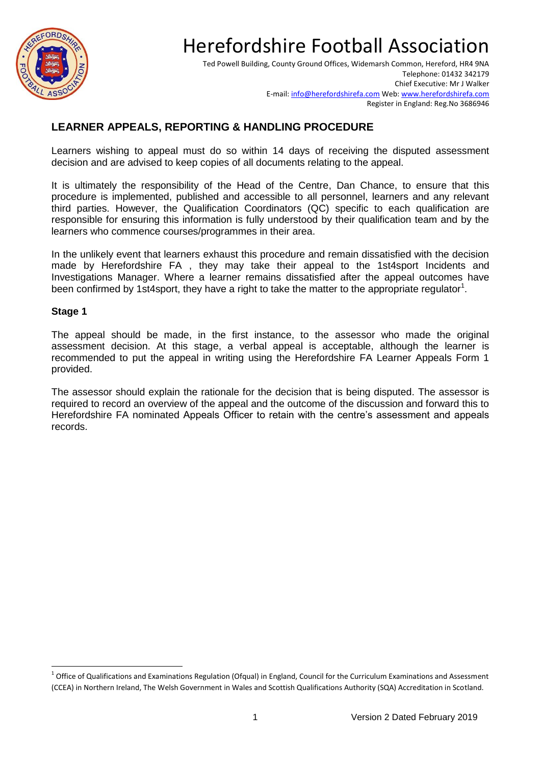# Herefordshire Football Association

Ted Powell Building, County Ground Offices, Widemarsh Common, Hereford, HR4 9NA
Telephone: 01432 342179
Chief Executive: Mr J Walker
E-mail: info@herefordshirefa.com Web: www.herefordshirefa.com
Register in England: Reg.No 3686946

## LEARNER APPEALS, REPORTING & HANDLING PROCEDURE

Learners wishing to appeal must do so within 14 days of receiving the disputed assessment decision and are advised to keep copies of all documents relating to the appeal.

It is ultimately the responsibility of the Head of the Centre, Dan Chance, to ensure that this procedure is implemented, published and accessible to all personnel, learners and any relevant third parties. However, the Qualification Coordinators (QC) specific to each qualification are responsible for ensuring this information is fully understood by their qualification team and by the learners who commence courses/programmes in their area.

In the unlikely event that learners exhaust this procedure and remain dissatisfied with the decision made by Herefordshire FA , they may take their appeal to the 1st4sport Incidents and Investigations Manager. Where a learner remains dissatisfied after the appeal outcomes have been confirmed by 1st4sport, they have a right to take the matter to the appropriate regulator[1].

### Stage 1

The appeal should be made, in the first instance, to the assessor who made the original assessment decision. At this stage, a verbal appeal is acceptable, although the learner is recommended to put the appeal in writing using the Herefordshire FA Learner Appeals Form 1 provided.

The assessor should explain the rationale for the decision that is being disputed. The assessor is required to record an overview of the appeal and the outcome of the discussion and forward this to Herefordshire FA nominated Appeals Officer to retain with the centre's assessment and appeals records.

[1] Office of Qualifications and Examinations Regulation (Ofqual) in England, Council for the Curriculum Examinations and Assessment (CCEA) in Northern Ireland, The Welsh Government in Wales and Scottish Qualifications Authority (SQA) Accreditation in Scotland.

Version 2 Dated February 2019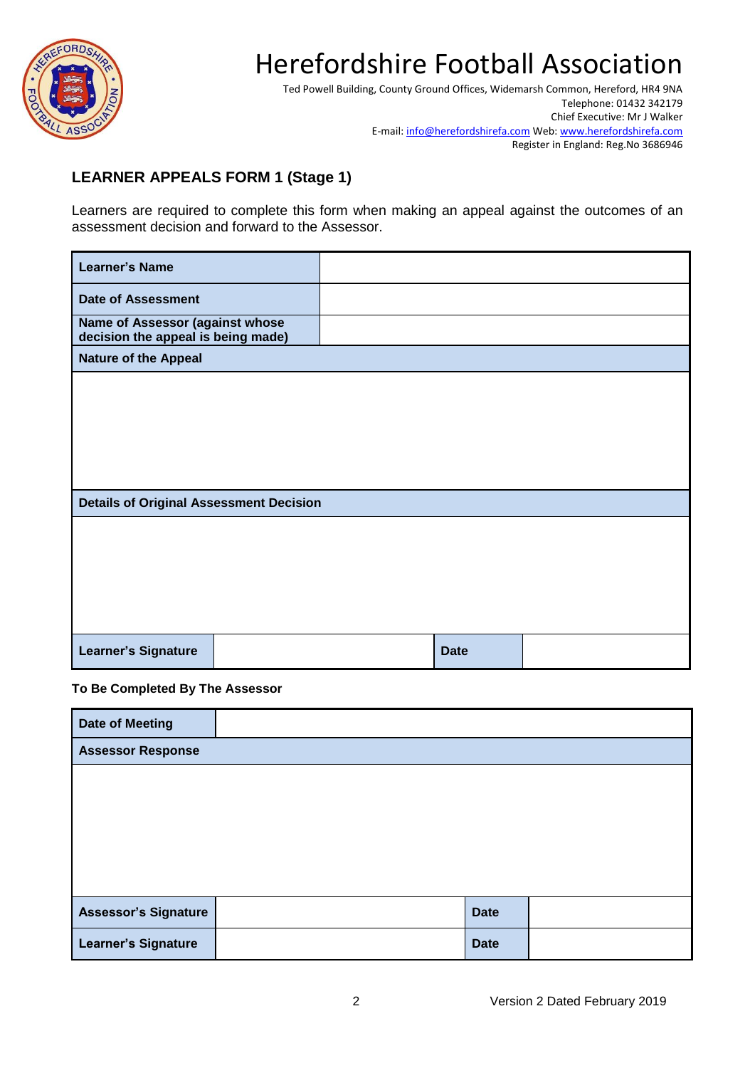# Herefordshire Football Association

Ted Powell Building, County Ground Offices, Widemarsh Common, Hereford, HR4 9NA
Telephone: 01432 342179
Chief Executive: Mr J Walker
E-mail: info@herefordshirefa.com Web: www.herefordshirefa.com
Register in England: Reg.No 3686946

## LEARNER APPEALS FORM 1 (Stage 1)

Learners are required to complete this form when making an appeal against the outcomes of an assessment decision and forward to the Assessor.

| **Learner's Name** | | | |
|---|---|---|---|
| **Date of Assessment** | | | |
| **Name of Assessor (against whose decision the appeal is being made)** | | | |
| **Nature of the Appeal** | | | |
| | | | |
| **Details of Original Assessment Decision** | | | |
| | | | |
| **Learner's Signature** | | **Date** | |

**To Be Completed By The Assessor**

| **Date of Meeting** | | | |
|---|---|---|---|
| **Assessor Response** | | | |
| | | | |
| **Assessor's Signature** | | **Date** | |
| **Learner's Signature** | | **Date** | |

Version 2 Dated February 2019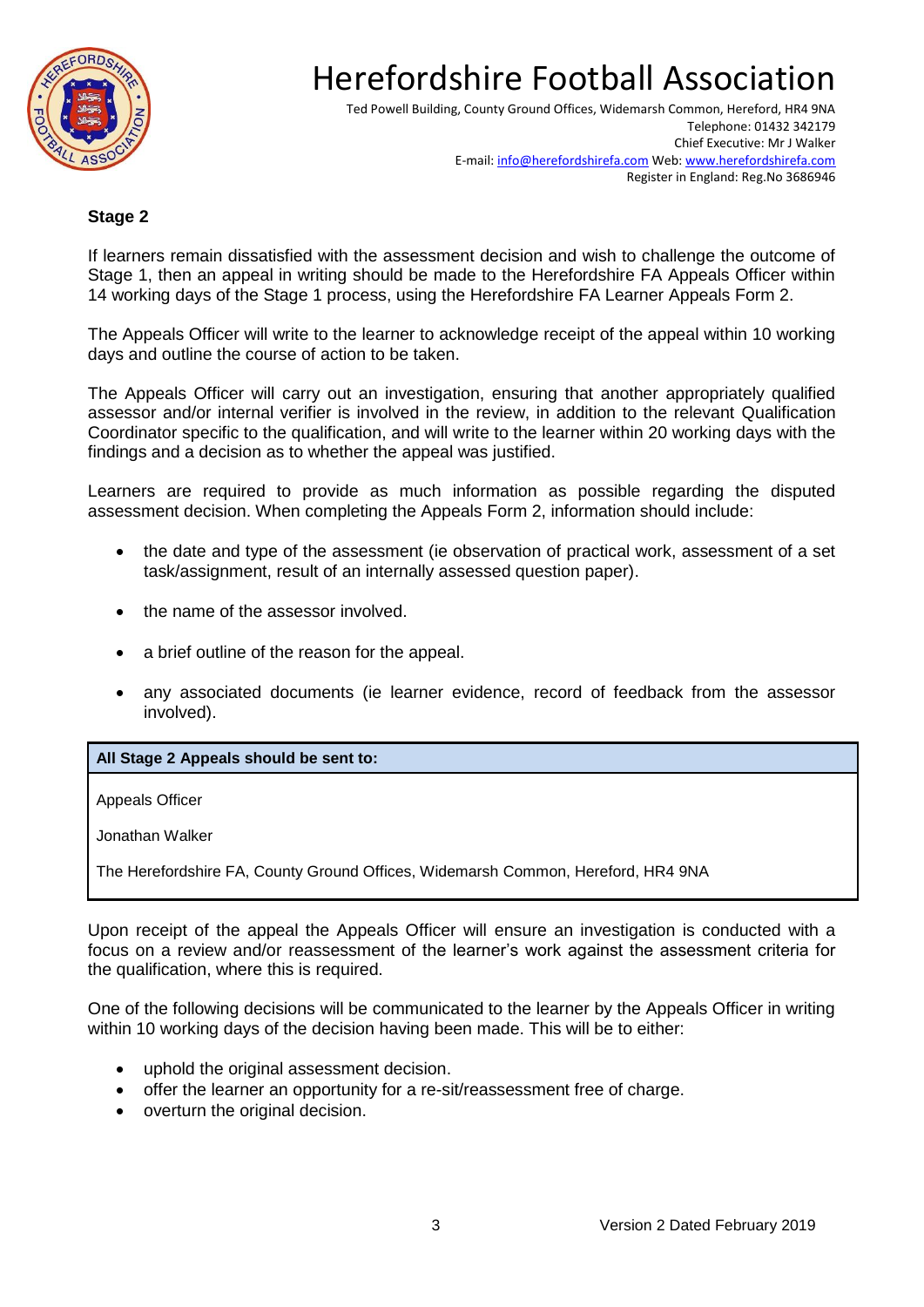**Stage 2**

If learners remain dissatisfied with the assessment decision and wish to challenge the outcome of Stage 1, then an appeal in writing should be made to the Herefordshire FA Appeals Officer within 14 working days of the Stage 1 process, using the Herefordshire FA Learner Appeals Form 2.

The Appeals Officer will write to the learner to acknowledge receipt of the appeal within 10 working days and outline the course of action to be taken.

The Appeals Officer will carry out an investigation, ensuring that another appropriately qualified assessor and/or internal verifier is involved in the review, in addition to the relevant Qualification Coordinator specific to the qualification, and will write to the learner within 20 working days with the findings and a decision as to whether the appeal was justified.

Learners are required to provide as much information as possible regarding the disputed assessment decision. When completing the Appeals Form 2, information should include:

- the date and type of the assessment (ie observation of practical work, assessment of a set task/assignment, result of an internally assessed question paper).
- the name of the assessor involved.
- a brief outline of the reason for the appeal.
- any associated documents (ie learner evidence, record of feedback from the assessor involved).

| **All Stage 2 Appeals should be sent to:** |
| --- |
| Appeals Officer<br>Jonathan Walker<br>The Herefordshire FA, County Ground Offices, Widemarsh Common, Hereford, HR4 9NA |

Upon receipt of the appeal the Appeals Officer will ensure an investigation is conducted with a focus on a review and/or reassessment of the learner's work against the assessment criteria for the qualification, where this is required.

One of the following decisions will be communicated to the learner by the Appeals Officer in writing within 10 working days of the decision having been made. This will be to either:

- uphold the original assessment decision.
- offer the learner an opportunity for a re-sit/reassessment free of charge.
- overturn the original decision.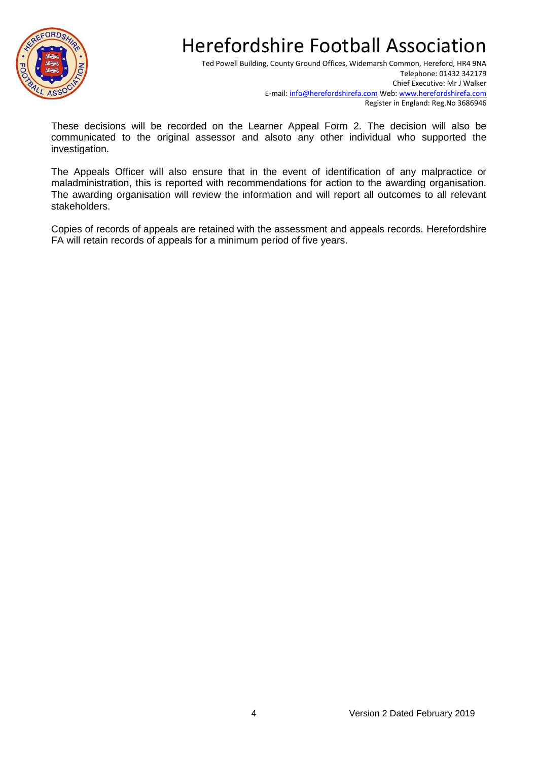These decisions will be recorded on the Learner Appeal Form 2. The decision will also be communicated to the original assessor and alsoto any other individual who supported the investigation.

The Appeals Officer will also ensure that in the event of identification of any malpractice or maladministration, this is reported with recommendations for action to the awarding organisation. The awarding organisation will review the information and will report all outcomes to all relevant stakeholders.

Copies of records of appeals are retained with the assessment and appeals records. Herefordshire FA will retain records of appeals for a minimum period of five years.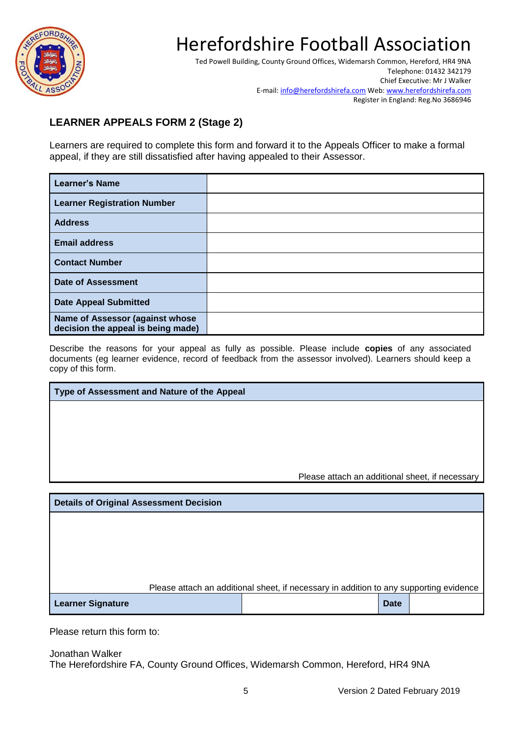# Herefordshire Football Association

Ted Powell Building, County Ground Offices, Widemarsh Common, Hereford, HR4 9NA
Telephone: 01432 342179
Chief Executive: Mr J Walker
E-mail: info@herefordshirefa.com Web: www.herefordshirefa.com
Register in England: Reg.No 3686946

## LEARNER APPEALS FORM 2 (Stage 2)

Learners are required to complete this form and forward it to the Appeals Officer to make a formal appeal, if they are still dissatisfied after having appealed to their Assessor.

| | |
|---|---|
| **Learner's Name** | |
| **Learner Registration Number** | |
| **Address** | |
| **Email address** | |
| **Contact Number** | |
| **Date of Assessment** | |
| **Date Appeal Submitted** | |
| **Name of Assessor (against whose decision the appeal is being made)** | |

Describe the reasons for your appeal as fully as possible. Please include **copies** of any associated documents (eg learner evidence, record of feedback from the assessor involved). Learners should keep a copy of this form.

| **Type of Assessment and Nature of the Appeal** |
|---|
| Please attach an additional sheet, if necessary |

| **Details of Original Assessment Decision** | | | |
|---|---|---|---|
| Please attach an additional sheet, if necessary in addition to any supporting evidence | | | |
| **Learner Signature** | | **Date** | |

Please return this form to:

Jonathan Walker
The Herefordshire FA, County Ground Offices, Widemarsh Common, Hereford, HR4 9NA

Version 2 Dated February 2019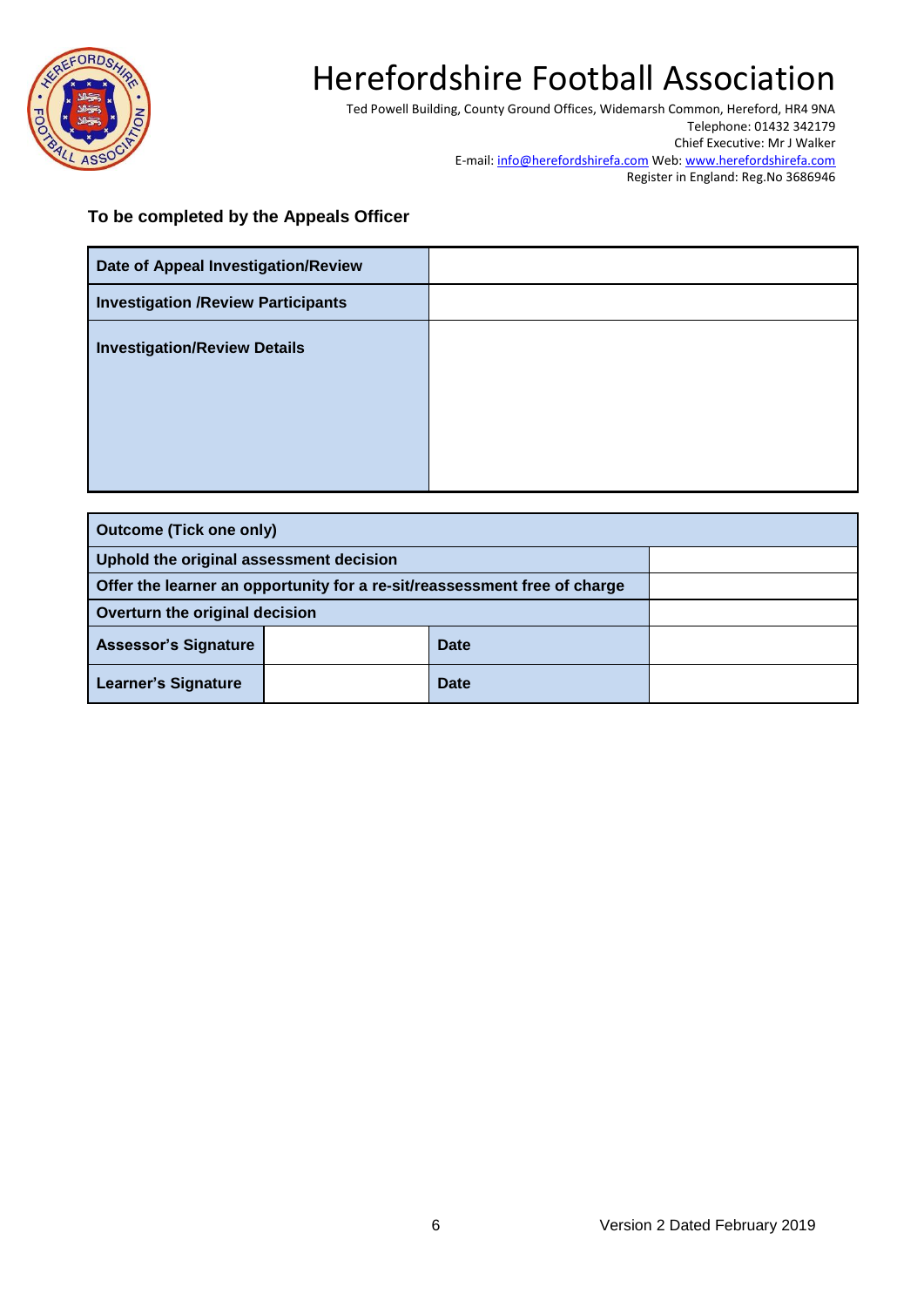# Herefordshire Football Association

Ted Powell Building, County Ground Offices, Widemarsh Common, Hereford, HR4 9NA
Telephone: 01432 342179
Chief Executive: Mr J Walker
E-mail: info@herefordshirefa.com Web: www.herefordshirefa.com
Register in England: Reg.No 3686946

**To be completed by the Appeals Officer**

| | |
|---|---|
| **Date of Appeal Investigation/Review** | |
| **Investigation /Review Participants** | |
| **Investigation/Review Details** | |

| **Outcome (Tick one only)** | | | |
|---|---|---|---|
| **Uphold the original assessment decision** | | | |
| **Offer the learner an opportunity for a re-sit/reassessment free of charge** | | | |
| **Overturn the original decision** | | | |
| **Assessor's Signature** | | **Date** | |
| **Learner's Signature** | | **Date** | |

Version 2 Dated February 2019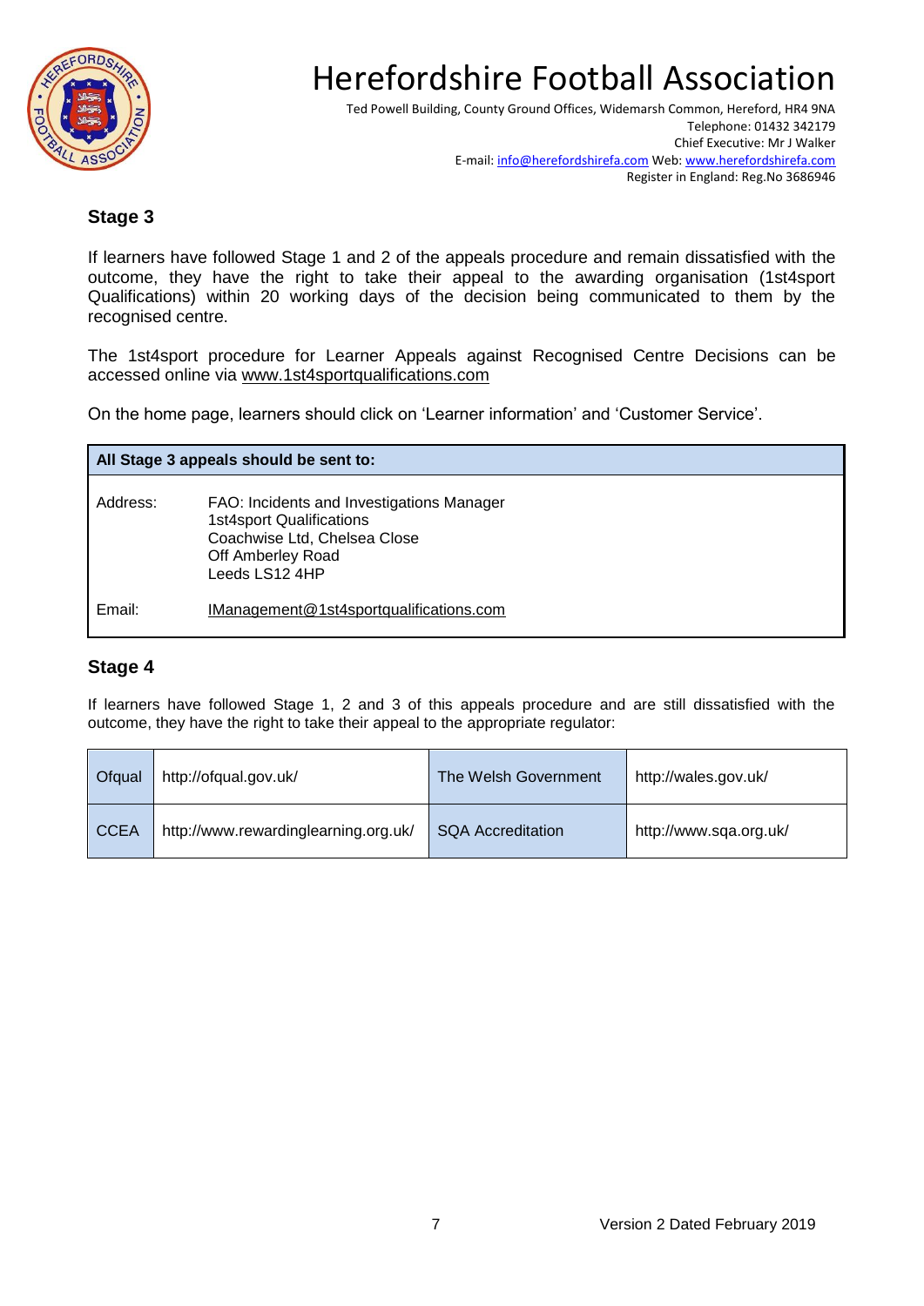# Herefordshire Football Association

Ted Powell Building, County Ground Offices, Widemarsh Common, Hereford, HR4 9NA
Telephone: 01432 342179
Chief Executive: Mr J Walker
E-mail: info@herefordshirefa.com Web: www.herefordshirefa.com
Register in England: Reg.No 3686946

## Stage 3

If learners have followed Stage 1 and 2 of the appeals procedure and remain dissatisfied with the outcome, they have the right to take their appeal to the awarding organisation (1st4sport Qualifications) within 20 working days of the decision being communicated to them by the recognised centre.

The 1st4sport procedure for Learner Appeals against Recognised Centre Decisions can be accessed online via www.1st4sportqualifications.com

On the home page, learners should click on 'Learner information' and 'Customer Service'.

| All Stage 3 appeals should be sent to: | |
|---|---|
| Address: | FAO: Incidents and Investigations Manager<br>1st4sport Qualifications<br>Coachwise Ltd, Chelsea Close<br>Off Amberley Road<br>Leeds LS12 4HP |
| Email: | IManagement@1st4sportqualifications.com |

## Stage 4

If learners have followed Stage 1, 2 and 3 of this appeals procedure and are still dissatisfied with the outcome, they have the right to take their appeal to the appropriate regulator:

| | | | |
|---|---|---|---|
| Ofqual | http://ofqual.gov.uk/ | The Welsh Government | http://wales.gov.uk/ |
| CCEA | http://www.rewardinglearning.org.uk/ | SQA Accreditation | http://www.sqa.org.uk/ |

Version 2 Dated February 2019